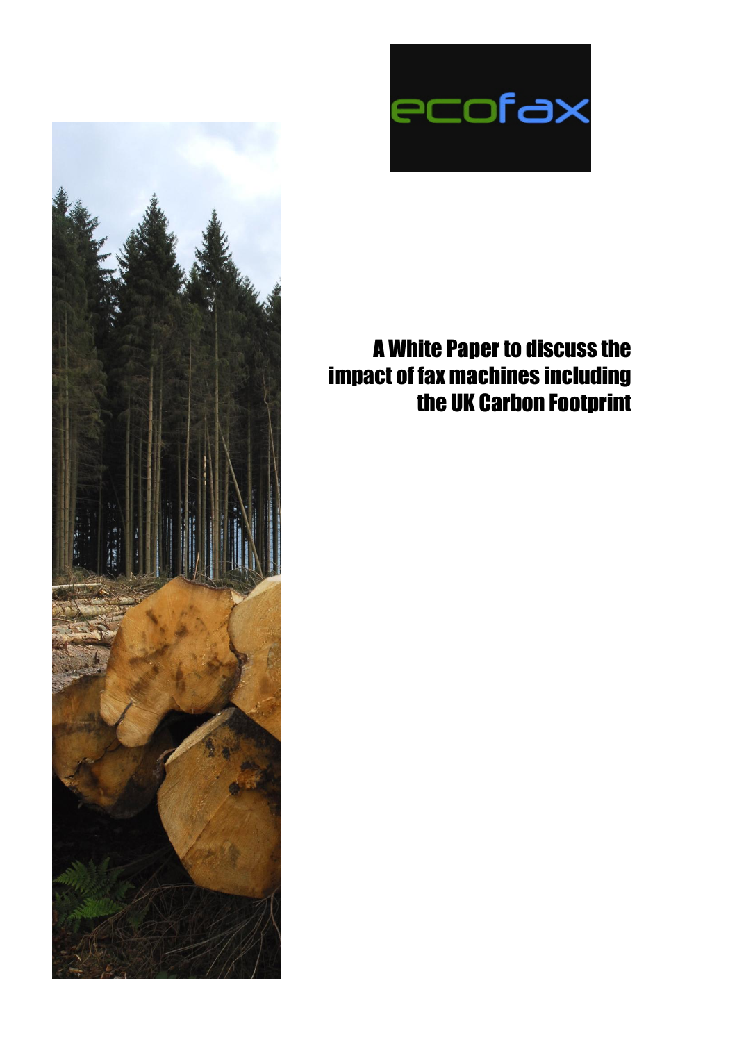ecofax

# A White Paper to discuss the impact of fax machines including the UK Carbon Footprint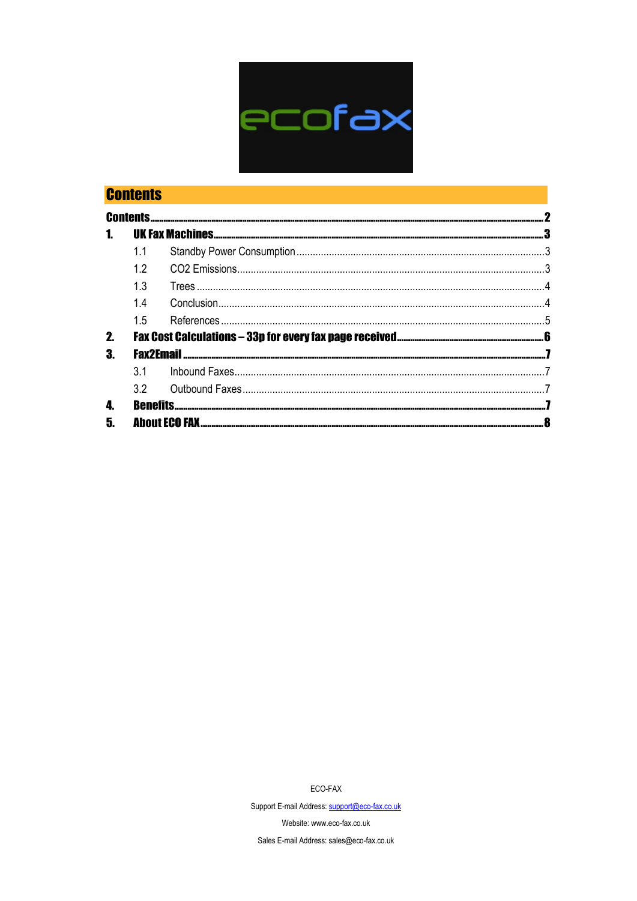ecofax

# Contents

| | | |
|---|---|---|
| **Contents** | | **2** |
| **1.** | **UK Fax Machines** | **3** |
| 1.1 | Standby Power Consumption | 3 |
| 1.2 | CO2 Emissions | 3 |
| 1.3 | Trees | 4 |
| 1.4 | Conclusion | 4 |
| 1.5 | References | 5 |
| **2.** | **Fax Cost Calculations – 33p for every fax page received** | **6** |
| **3.** | **Fax2Email** | **7** |
| 3.1 | Inbound Faxes | 7 |
| 3.2 | Outbound Faxes | 7 |
| **4.** | **Benefits** | **7** |
| **5.** | **About ECO FAX** | **8** |

ECO-FAX

Support E-mail Address: support@eco-fax.co.uk

Website: www.eco-fax.co.uk

Sales E-mail Address: sales@eco-fax.co.uk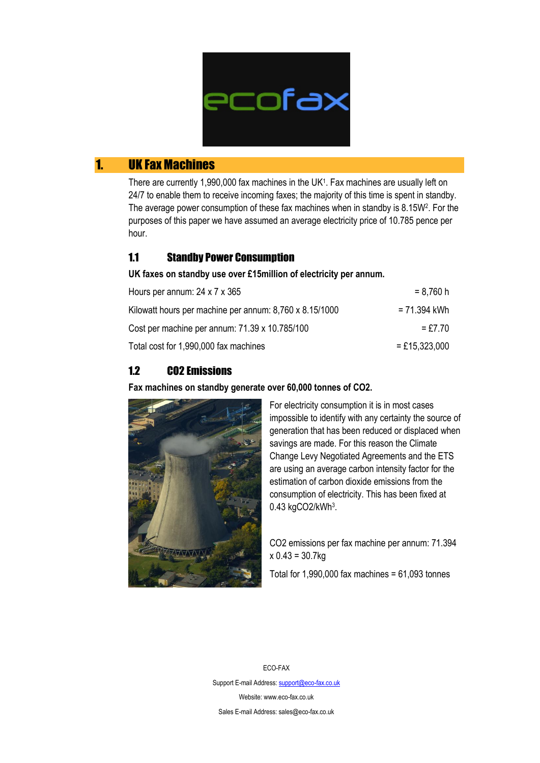## 1. UK Fax Machines

There are currently 1,990,000 fax machines in the UK[1]. Fax machines are usually left on 24/7 to enable them to receive incoming faxes; the majority of this time is spent in standby. The average power consumption of these fax machines when in standby is 8.15W[2]. For the purposes of this paper we have assumed an average electricity price of 10.785 pence per hour.

### 1.1 Standby Power Consumption

**UK faxes on standby use over £15million of electricity per annum.**

| | |
|---|---|
| Hours per annum: 24 x 7 x 365 | = 8,760 h |
| Kilowatt hours per machine per annum: 8,760 x 8.15/1000 | = 71.394 kWh |
| Cost per machine per annum: 71.39 x 10.785/100 | = £7.70 |
| Total cost for 1,990,000 fax machines | = £15,323,000 |

### 1.2 CO2 Emissions

**Fax machines on standby generate over 60,000 tonnes of CO2.**

For electricity consumption it is in most cases impossible to identify with any certainty the source of generation that has been reduced or displaced when savings are made. For this reason the Climate Change Levy Negotiated Agreements and the ETS are using an average carbon intensity factor for the estimation of carbon dioxide emissions from the consumption of electricity. This has been fixed at 0.43 kgCO2/kWh[3].

CO2 emissions per fax machine per annum: 71.394 x 0.43 = 30.7kg

Total for 1,990,000 fax machines = 61,093 tonnes

ECO-FAX

Support E-mail Address: support@eco-fax.co.uk

Website: www.eco-fax.co.uk

Sales E-mail Address: sales@eco-fax.co.uk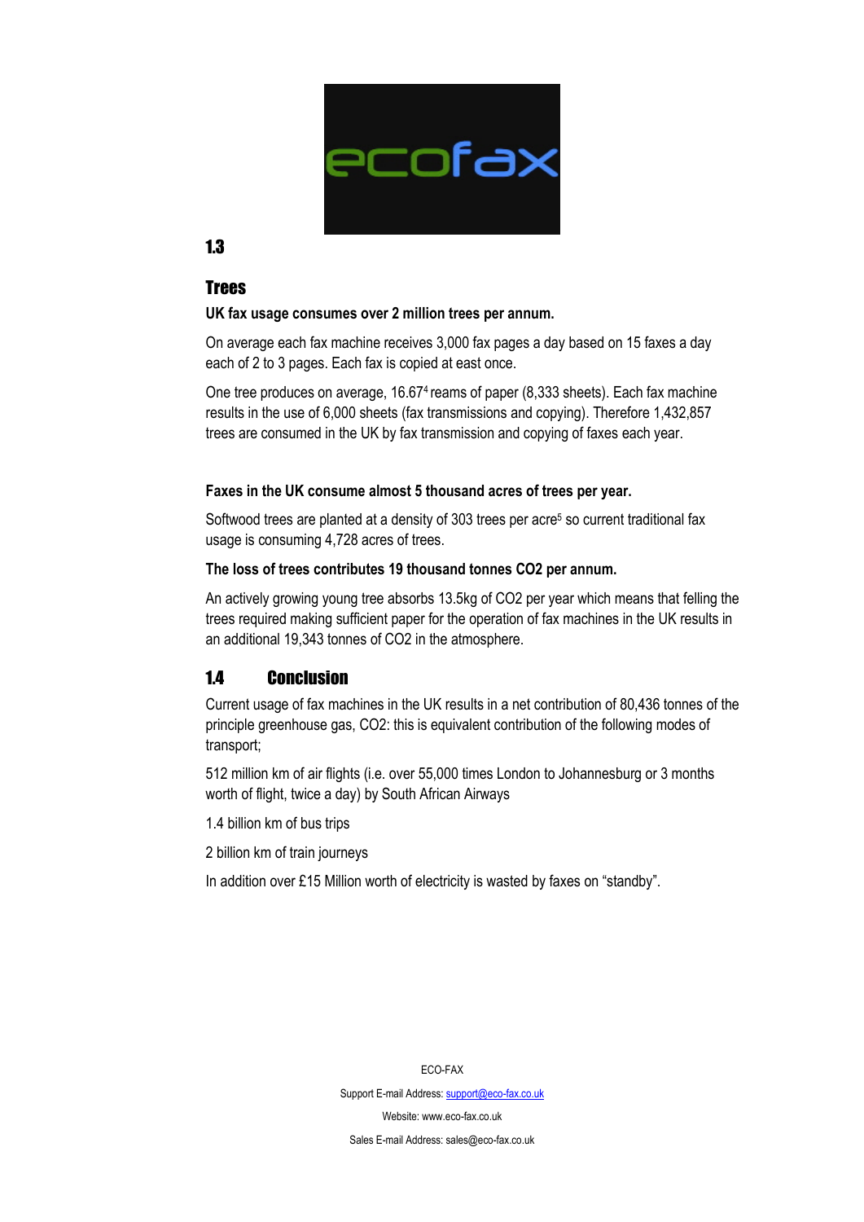## 1.3

## Trees

**UK fax usage consumes over 2 million trees per annum.**

On average each fax machine receives 3,000 fax pages a day based on 15 faxes a day each of 2 to 3 pages. Each fax is copied at east once.

One tree produces on average, 16.67[4] reams of paper (8,333 sheets). Each fax machine results in the use of 6,000 sheets (fax transmissions and copying). Therefore 1,432,857 trees are consumed in the UK by fax transmission and copying of faxes each year.

**Faxes in the UK consume almost 5 thousand acres of trees per year.**

Softwood trees are planted at a density of 303 trees per acre[5] so current traditional fax usage is consuming 4,728 acres of trees.

**The loss of trees contributes 19 thousand tonnes CO2 per annum.**

An actively growing young tree absorbs 13.5kg of $CO_2$ per year which means that felling the trees required making sufficient paper for the operation of fax machines in the UK results in an additional 19,343 tonnes of $CO_2$ in the atmosphere.

## 1.4 Conclusion

Current usage of fax machines in the UK results in a net contribution of 80,436 tonnes of the principle greenhouse gas, $CO_2$: this is equivalent contribution of the following modes of transport;

512 million km of air flights (i.e. over 55,000 times London to Johannesburg or 3 months worth of flight, twice a day) by South African Airways

1.4 billion km of bus trips

2 billion km of train journeys

In addition over £15 Million worth of electricity is wasted by faxes on "standby".

ECO-FAX

Support E-mail Address: support@eco-fax.co.uk

Website: www.eco-fax.co.uk

Sales E-mail Address: sales@eco-fax.co.uk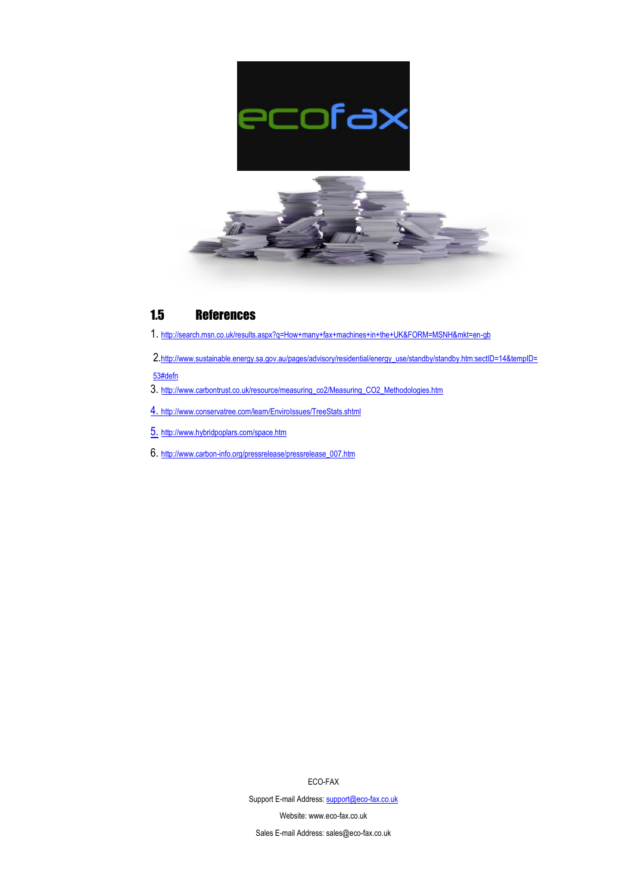## 1.5 References

1. http://search.msn.co.uk/results.aspx?q=How+many+fax+machines+in+the+UK&FORM=MSNH&mkt=en-gb
2. http://www.sustainable.energy.sa.gov.au/pages/advisory/residential/energy_use/standby/standby.htm:sectID=14&tempID=53#defn
3. http://www.carbontrust.co.uk/resource/measuring_co2/Measuring_CO2_Methodologies.htm
4. http://www.conservatree.com/learn/EnviroIssues/TreeStats.shtml
5. http://www.hybridpoplars.com/space.htm
6. http://www.carbon-info.org/pressrelease/pressrelease_007.htm

ECO-FAX

Support E-mail Address: support@eco-fax.co.uk

Website: www.eco-fax.co.uk

Sales E-mail Address: sales@eco-fax.co.uk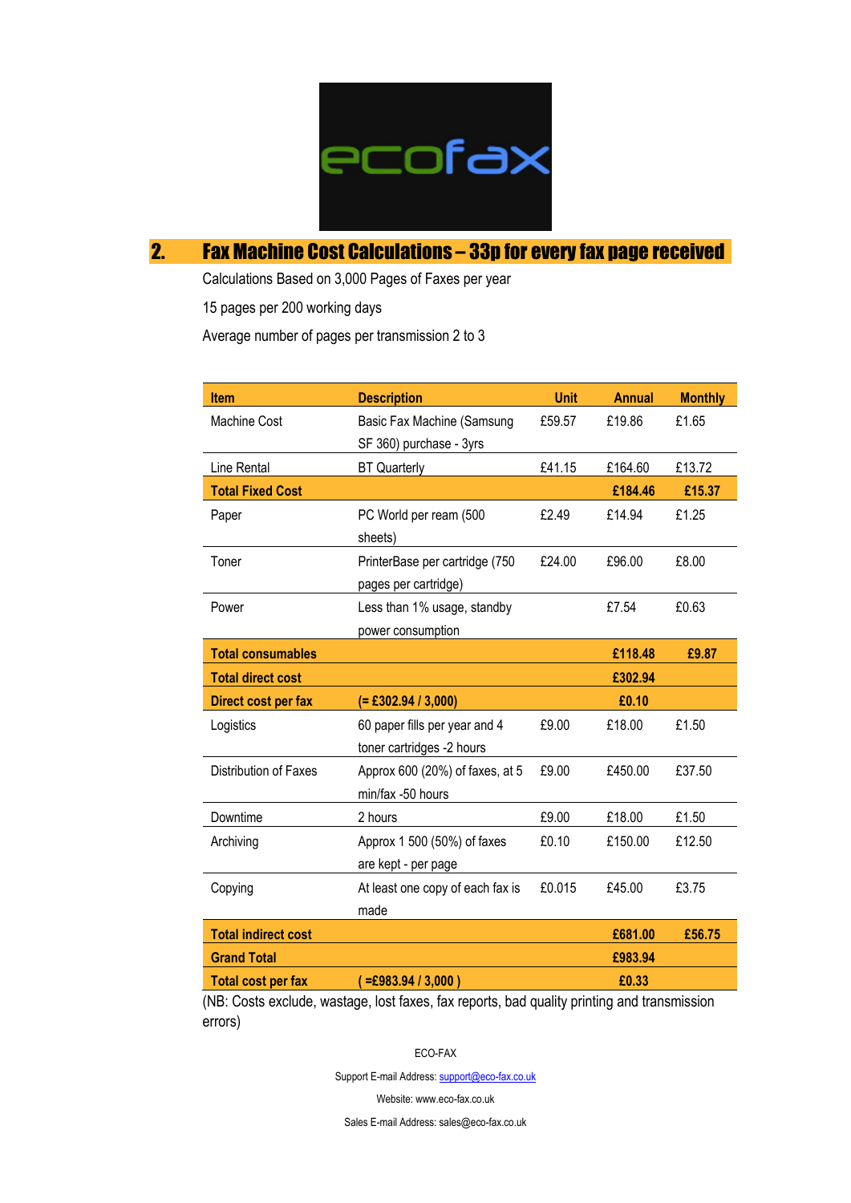## 2. Fax Machine Cost Calculations – 33p for every fax page received

Calculations Based on 3,000 Pages of Faxes per year

15 pages per 200 working days

Average number of pages per transmission 2 to 3

| Item | Description | Unit | Annual | Monthly |
|---|---|---|---|---|
| Machine Cost | Basic Fax Machine (Samsung SF 360) purchase - 3yrs | £59.57 | £19.86 | £1.65 |
| Line Rental | BT Quarterly | £41.15 | £164.60 | £13.72 |
| **Total Fixed Cost** | | | **£184.46** | **£15.37** |
| Paper | PC World per ream (500 sheets) | £2.49 | £14.94 | £1.25 |
| Toner | PrinterBase per cartridge (750 pages per cartridge) | £24.00 | £96.00 | £8.00 |
| Power | Less than 1% usage, standby power consumption | | £7.54 | £0.63 |
| **Total consumables** | | | **£118.48** | **£9.87** |
| **Total direct cost** | | | **£302.94** | |
| **Direct cost per fax** | **(= £302.94 / 3,000)** | | **£0.10** | |
| Logistics | 60 paper fills per year and 4 toner cartridges -2 hours | £9.00 | £18.00 | £1.50 |
| Distribution of Faxes | Approx 600 (20%) of faxes, at 5 min/fax -50 hours | £9.00 | £450.00 | £37.50 |
| Downtime | 2 hours | £9.00 | £18.00 | £1.50 |
| Archiving | Approx 1 500 (50%) of faxes are kept - per page | £0.10 | £150.00 | £12.50 |
| Copying | At least one copy of each fax is made | £0.015 | £45.00 | £3.75 |
| **Total indirect cost** | | | **£681.00** | **£56.75** |
| **Grand Total** | | | **£983.94** | |
| **Total cost per fax** | **( =£983.94 / 3,000 )** | | **£0.33** | |

(NB: Costs exclude, wastage, lost faxes, fax reports, bad quality printing and transmission errors)

ECO-FAX

Support E-mail Address: support@eco-fax.co.uk

Website: www.eco-fax.co.uk

Sales E-mail Address: sales@eco-fax.co.uk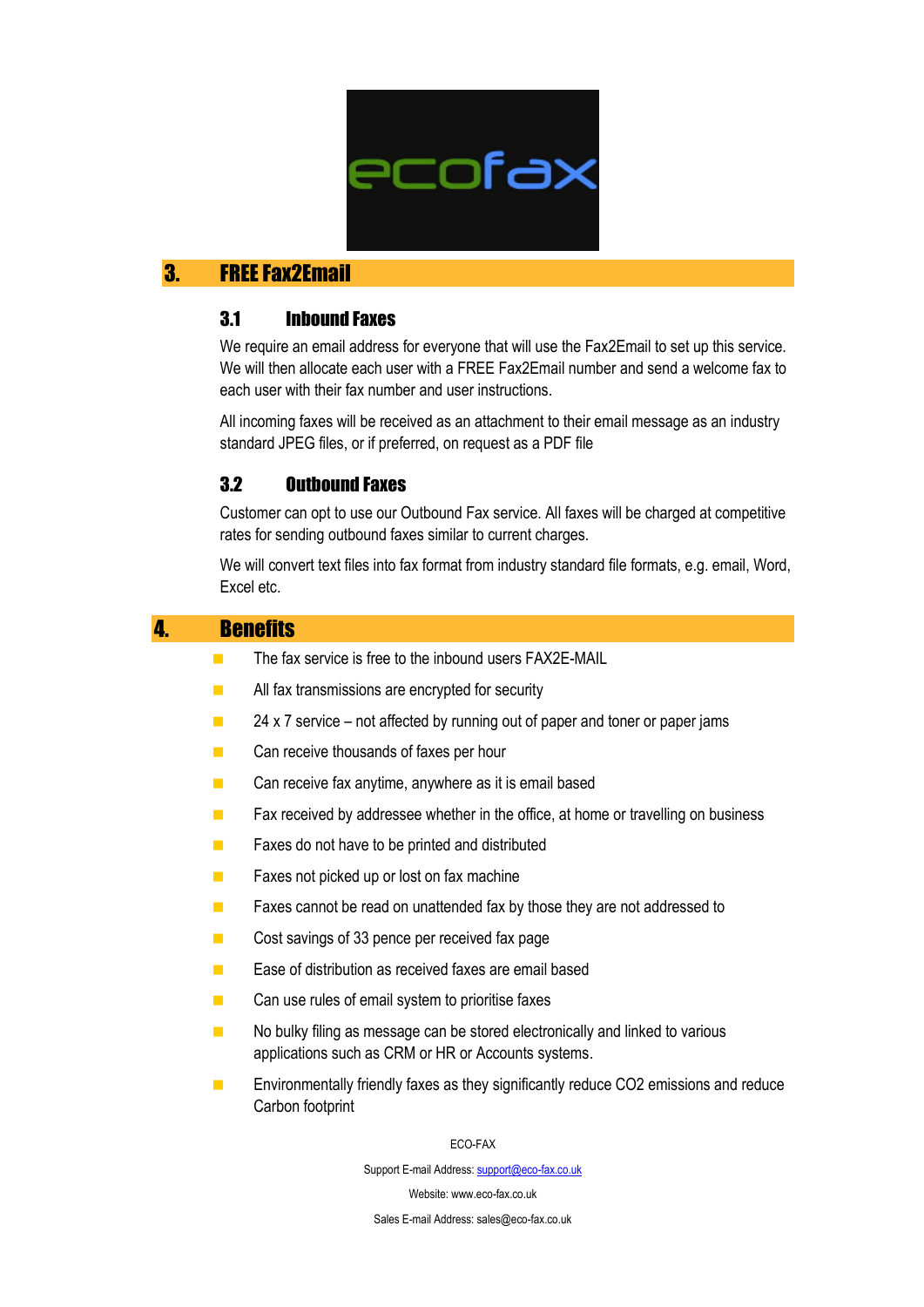## 3. FREE Fax2Email

### 3.1 Inbound Faxes

We require an email address for everyone that will use the Fax2Email to set up this service. We will then allocate each user with a FREE Fax2Email number and send a welcome fax to each user with their fax number and user instructions.

All incoming faxes will be received as an attachment to their email message as an industry standard JPEG files, or if preferred, on request as a PDF file

### 3.2 Outbound Faxes

Customer can opt to use our Outbound Fax service. All faxes will be charged at competitive rates for sending outbound faxes similar to current charges.

We will convert text files into fax format from industry standard file formats, e.g. email, Word, Excel etc.

## 4. Benefits

- The fax service is free to the inbound users FAX2E-MAIL
- All fax transmissions are encrypted for security
- 24 x 7 service – not affected by running out of paper and toner or paper jams
- Can receive thousands of faxes per hour
- Can receive fax anytime, anywhere as it is email based
- Fax received by addressee whether in the office, at home or travelling on business
- Faxes do not have to be printed and distributed
- Faxes not picked up or lost on fax machine
- Faxes cannot be read on unattended fax by those they are not addressed to
- Cost savings of 33 pence per received fax page
- Ease of distribution as received faxes are email based
- Can use rules of email system to prioritise faxes
- No bulky filing as message can be stored electronically and linked to various applications such as CRM or HR or Accounts systems.
- Environmentally friendly faxes as they significantly reduce CO2 emissions and reduce Carbon footprint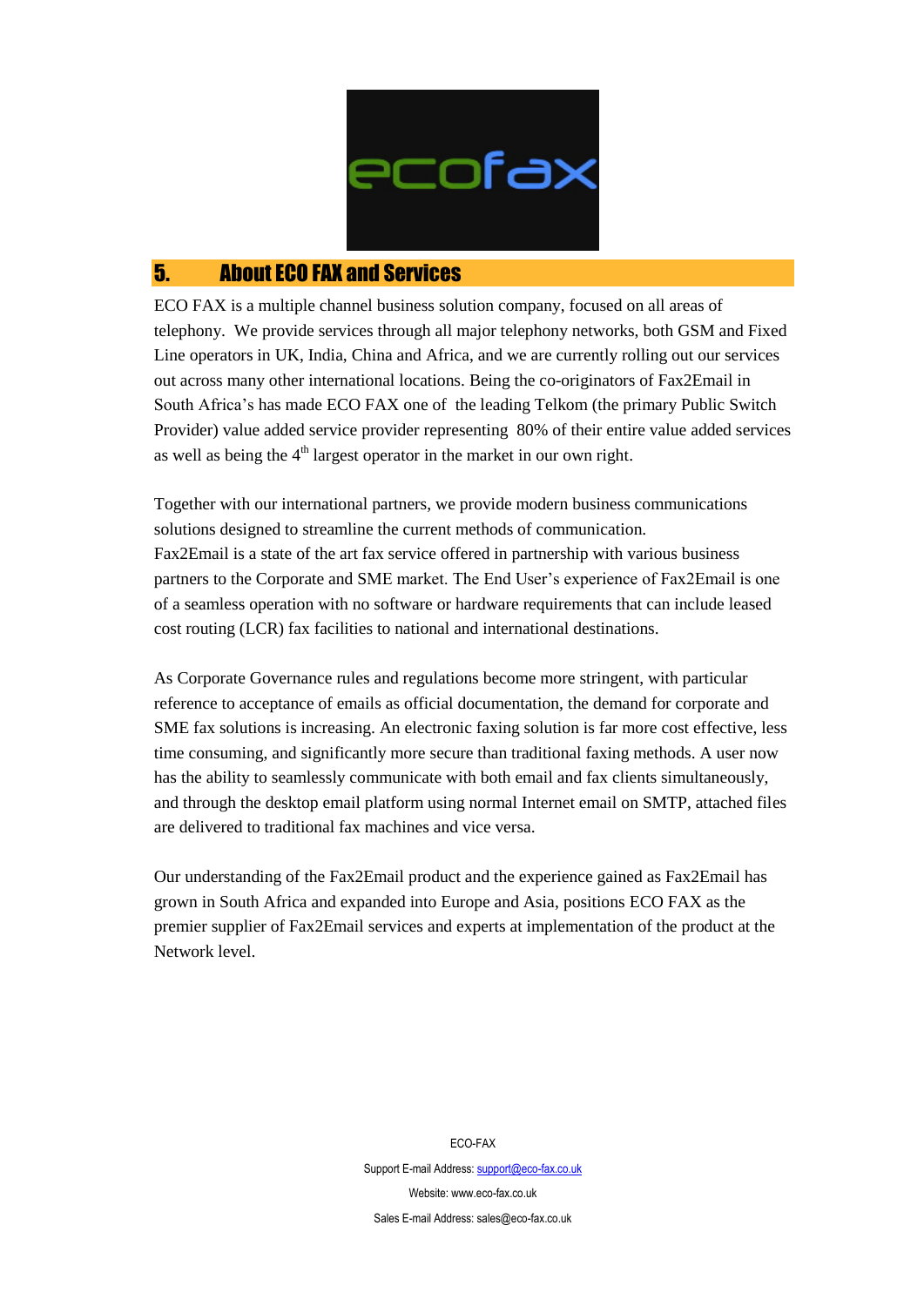## 5. About ECO FAX and Services

ECO FAX is a multiple channel business solution company, focused on all areas of telephony. We provide services through all major telephony networks, both GSM and Fixed Line operators in UK, India, China and Africa, and we are currently rolling out our services out across many other international locations. Being the co-originators of Fax2Email in South Africa's has made ECO FAX one of the leading Telkom (the primary Public Switch Provider) value added service provider representing 80% of their entire value added services as well as being the 4th largest operator in the market in our own right.

Together with our international partners, we provide modern business communications solutions designed to streamline the current methods of communication.
Fax2Email is a state of the art fax service offered in partnership with various business partners to the Corporate and SME market. The End User's experience of Fax2Email is one of a seamless operation with no software or hardware requirements that can include leased cost routing (LCR) fax facilities to national and international destinations.

As Corporate Governance rules and regulations become more stringent, with particular reference to acceptance of emails as official documentation, the demand for corporate and SME fax solutions is increasing. An electronic faxing solution is far more cost effective, less time consuming, and significantly more secure than traditional faxing methods. A user now has the ability to seamlessly communicate with both email and fax clients simultaneously, and through the desktop email platform using normal Internet email on SMTP, attached files are delivered to traditional fax machines and vice versa.

Our understanding of the Fax2Email product and the experience gained as Fax2Email has grown in South Africa and expanded into Europe and Asia, positions ECO FAX as the premier supplier of Fax2Email services and experts at implementation of the product at the Network level.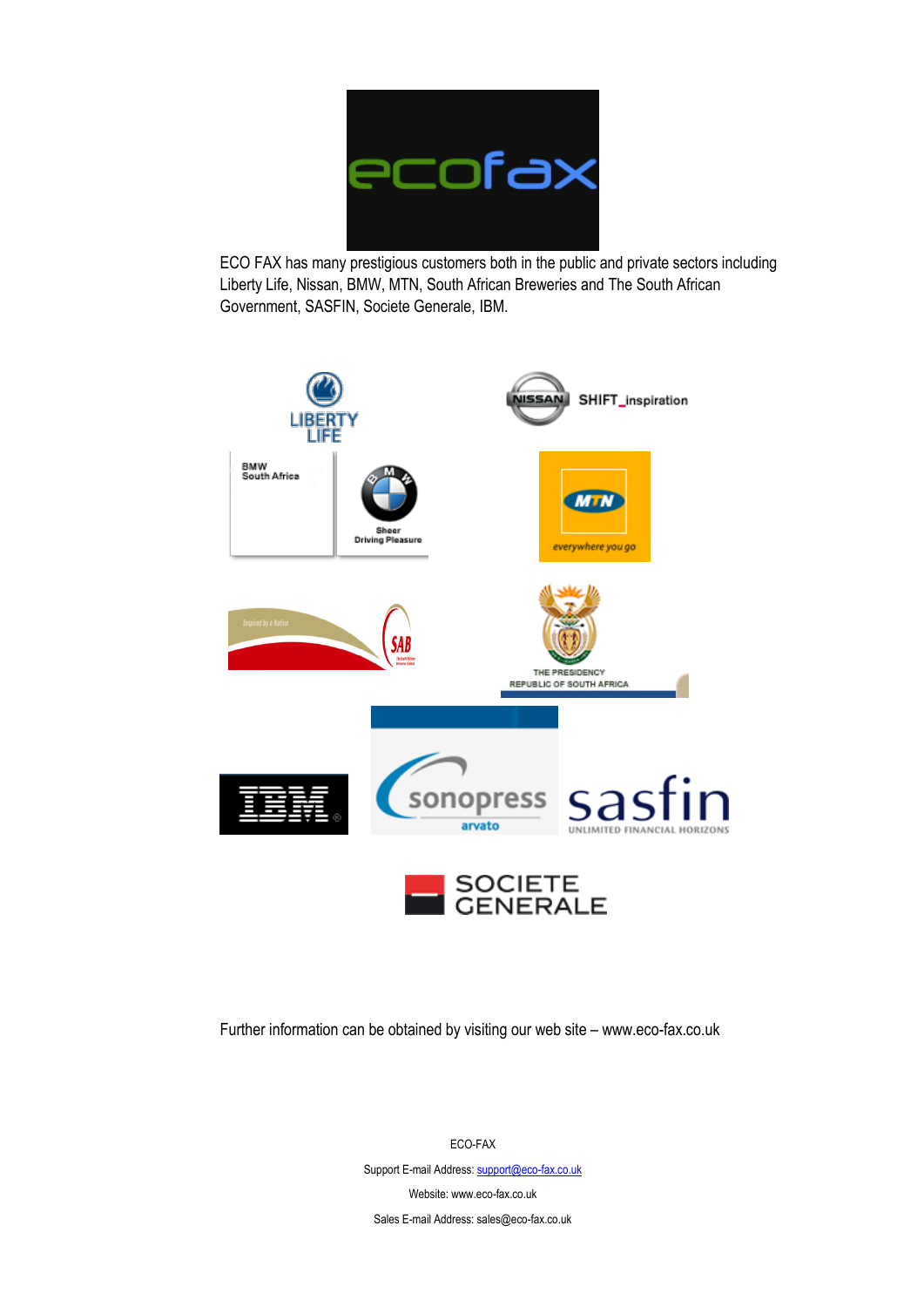ECO FAX has many prestigious customers both in the public and private sectors including Liberty Life, Nissan, BMW, MTN, South African Breweries and The South African Government, SASFIN, Societe Generale, IBM.

Further information can be obtained by visiting our web site – www.eco-fax.co.uk

ECO-FAX

Support E-mail Address: support@eco-fax.co.uk

Website: www.eco-fax.co.uk

Sales E-mail Address: sales@eco-fax.co.uk